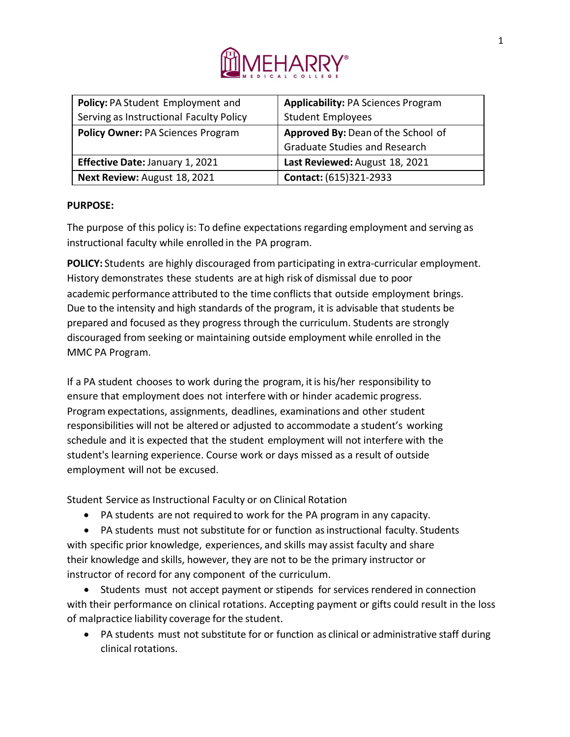MEHARRY MEDICAL COLLEGE

| **Policy:** PA Student Employment and Serving as Instructional Faculty Policy | **Applicability:** PA Sciences Program Student Employees |
| --- | --- |
| **Policy Owner:** PA Sciences Program | **Approved By:** Dean of the School of Graduate Studies and Research |
| **Effective Date:** January 1, 2021 | **Last Reviewed:** August 18, 2021 |
| **Next Review:** August 18, 2021 | **Contact:** (615)321-2933 |

**PURPOSE:**

The purpose of this policy is: To define expectations regarding employment and serving as instructional faculty while enrolled in the PA program.

**POLICY:** Students are highly discouraged from participating in extra-curricular employment. History demonstrates these students are at high risk of dismissal due to poor academic performance attributed to the time conflicts that outside employment brings. Due to the intensity and high standards of the program, it is advisable that students be prepared and focused as they progress through the curriculum. Students are strongly discouraged from seeking or maintaining outside employment while enrolled in the MMC PA Program.

If a PA student chooses to work during the program, it is his/her responsibility to ensure that employment does not interfere with or hinder academic progress. Program expectations, assignments, deadlines, examinations and other student responsibilities will not be altered or adjusted to accommodate a student's working schedule and it is expected that the student employment will not interfere with the student's learning experience. Course work or days missed as a result of outside employment will not be excused.

Student Service as Instructional Faculty or on Clinical Rotation

- PA students are not required to work for the PA program in any capacity.
- PA students must not substitute for or function as instructional faculty. Students with specific prior knowledge, experiences, and skills may assist faculty and share their knowledge and skills, however, they are not to be the primary instructor or instructor of record for any component of the curriculum.
- Students must not accept payment or stipends for services rendered in connection with their performance on clinical rotations. Accepting payment or gifts could result in the loss of malpractice liability coverage for the student.
- PA students must not substitute for or function as clinical or administrative staff during clinical rotations.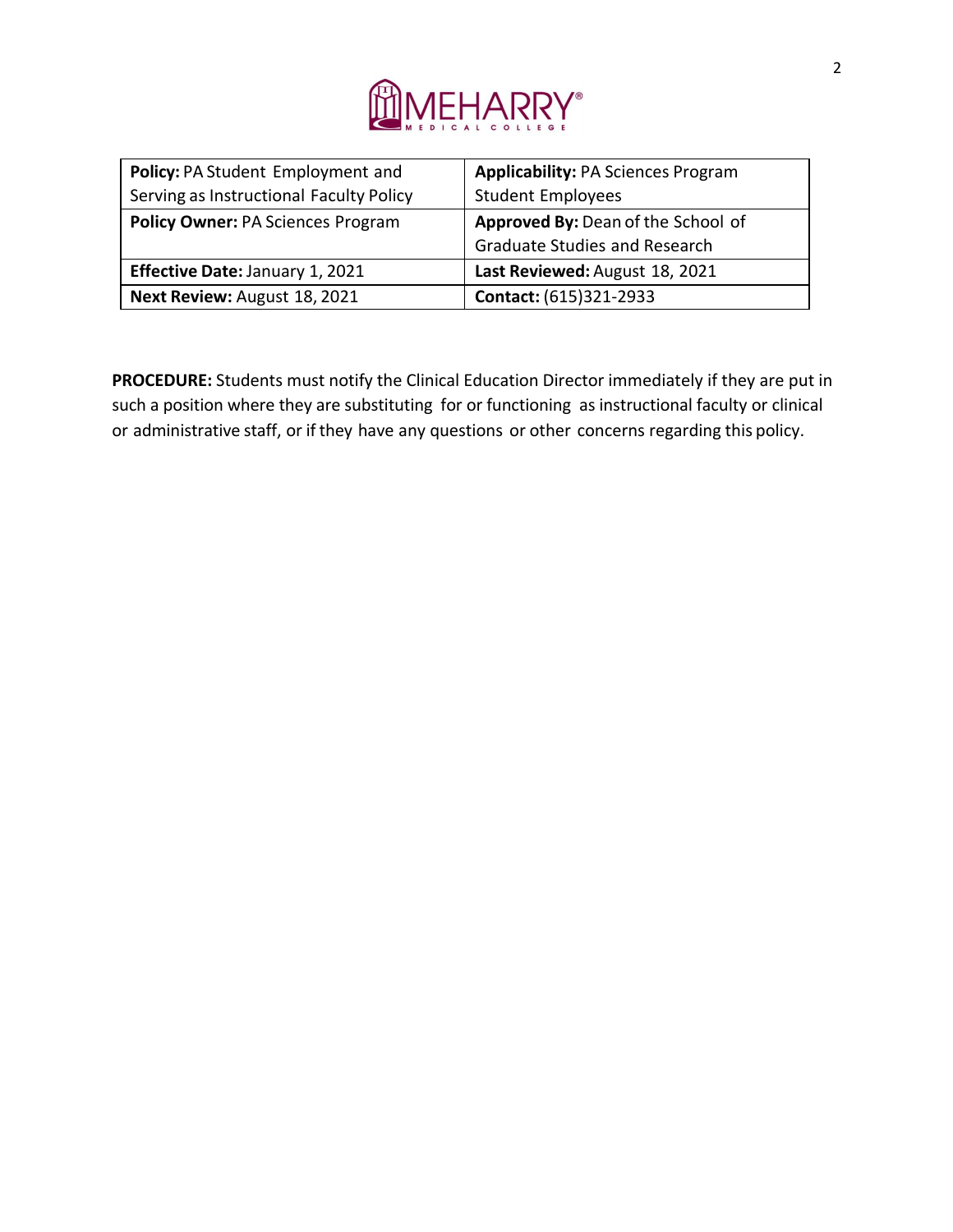| | |
|---|---|
| **Policy:** PA Student Employment and Serving as Instructional Faculty Policy | **Applicability:** PA Sciences Program Student Employees |
| **Policy Owner:** PA Sciences Program | **Approved By:** Dean of the School of Graduate Studies and Research |
| **Effective Date:** January 1, 2021 | **Last Reviewed:** August 18, 2021 |
| **Next Review:** August 18, 2021 | **Contact:** (615)321-2933 |

**PROCEDURE:** Students must notify the Clinical Education Director immediately if they are put in such a position where they are substituting for or functioning as instructional faculty or clinical or administrative staff, or if they have any questions or other concerns regarding this policy.